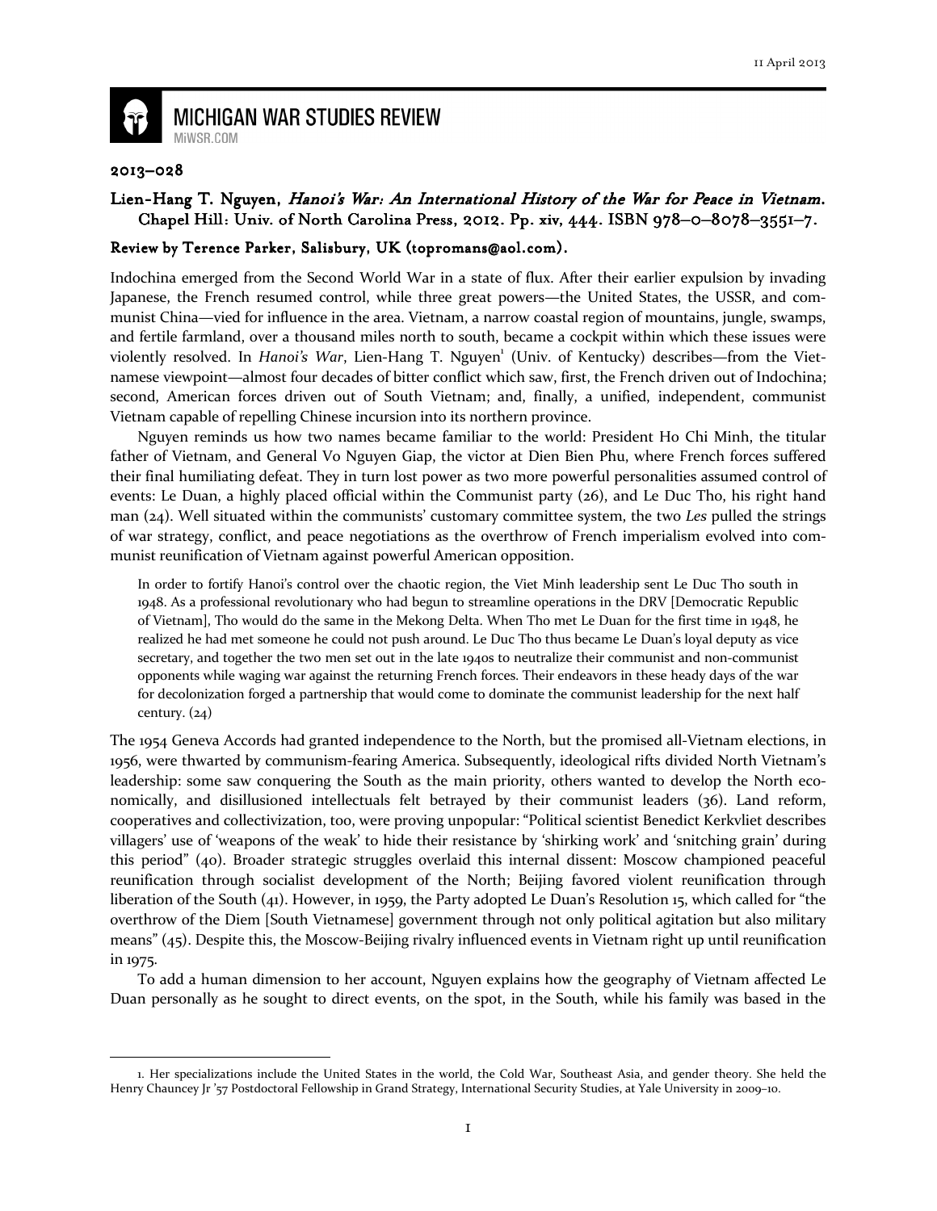11 April 2013

# MICHIGAN WAR STUDIES REVIEW

MiWSR.COM

2013–028

## Lien-Hang T. Nguyen, *Hanoi's War: An International History of the War for Peace in Vietnam*. Chapel Hill: Univ. of North Carolina Press, 2012. Pp. xiv, 444. ISBN 978–0–8078–3551–7.

**Review by Terence Parker, Salisbury, UK (topromans@aol.com).**

Indochina emerged from the Second World War in a state of flux. After their earlier expulsion by invading Japanese, the French resumed control, while three great powers—the United States, the USSR, and communist China—vied for influence in the area. Vietnam, a narrow coastal region of mountains, jungle, swamps, and fertile farmland, over a thousand miles north to south, became a cockpit within which these issues were violently resolved. In *Hanoi's War*, Lien-Hang T. Nguyen[1] (Univ. of Kentucky) describes—from the Vietnamese viewpoint—almost four decades of bitter conflict which saw, first, the French driven out of Indochina; second, American forces driven out of South Vietnam; and, finally, a unified, independent, communist Vietnam capable of repelling Chinese incursion into its northern province.

Nguyen reminds us how two names became familiar to the world: President Ho Chi Minh, the titular father of Vietnam, and General Vo Nguyen Giap, the victor at Dien Bien Phu, where French forces suffered their final humiliating defeat. They in turn lost power as two more powerful personalities assumed control of events: Le Duan, a highly placed official within the Communist party (26), and Le Duc Tho, his right hand man (24). Well situated within the communists' customary committee system, the two *Les* pulled the strings of war strategy, conflict, and peace negotiations as the overthrow of French imperialism evolved into communist reunification of Vietnam against powerful American opposition.

> In order to fortify Hanoi's control over the chaotic region, the Viet Minh leadership sent Le Duc Tho south in 1948. As a professional revolutionary who had begun to streamline operations in the DRV [Democratic Republic of Vietnam], Tho would do the same in the Mekong Delta. When Tho met Le Duan for the first time in 1948, he realized he had met someone he could not push around. Le Duc Tho thus became Le Duan's loyal deputy as vice secretary, and together the two men set out in the late 1940s to neutralize their communist and non-communist opponents while waging war against the returning French forces. Their endeavors in these heady days of the war for decolonization forged a partnership that would come to dominate the communist leadership for the next half century. (24)

The 1954 Geneva Accords had granted independence to the North, but the promised all-Vietnam elections, in 1956, were thwarted by communism-fearing America. Subsequently, ideological rifts divided North Vietnam's leadership: some saw conquering the South as the main priority, others wanted to develop the North economically, and disillusioned intellectuals felt betrayed by their communist leaders (36). Land reform, cooperatives and collectivization, too, were proving unpopular: "Political scientist Benedict Kerkvliet describes villagers' use of 'weapons of the weak' to hide their resistance by 'shirking work' and 'snitching grain' during this period" (40). Broader strategic struggles overlaid this internal dissent: Moscow championed peaceful reunification through socialist development of the North; Beijing favored violent reunification through liberation of the South (41). However, in 1959, the Party adopted Le Duan's Resolution 15, which called for "the overthrow of the Diem [South Vietnamese] government through not only political agitation but also military means" (45). Despite this, the Moscow-Beijing rivalry influenced events in Vietnam right up until reunification in 1975.

To add a human dimension to her account, Nguyen explains how the geography of Vietnam affected Le Duan personally as he sought to direct events, on the spot, in the South, while his family was based in the

---

1. Her specializations include the United States in the world, the Cold War, Southeast Asia, and gender theory. She held the Henry Chauncey Jr '57 Postdoctoral Fellowship in Grand Strategy, International Security Studies, at Yale University in 2009–10.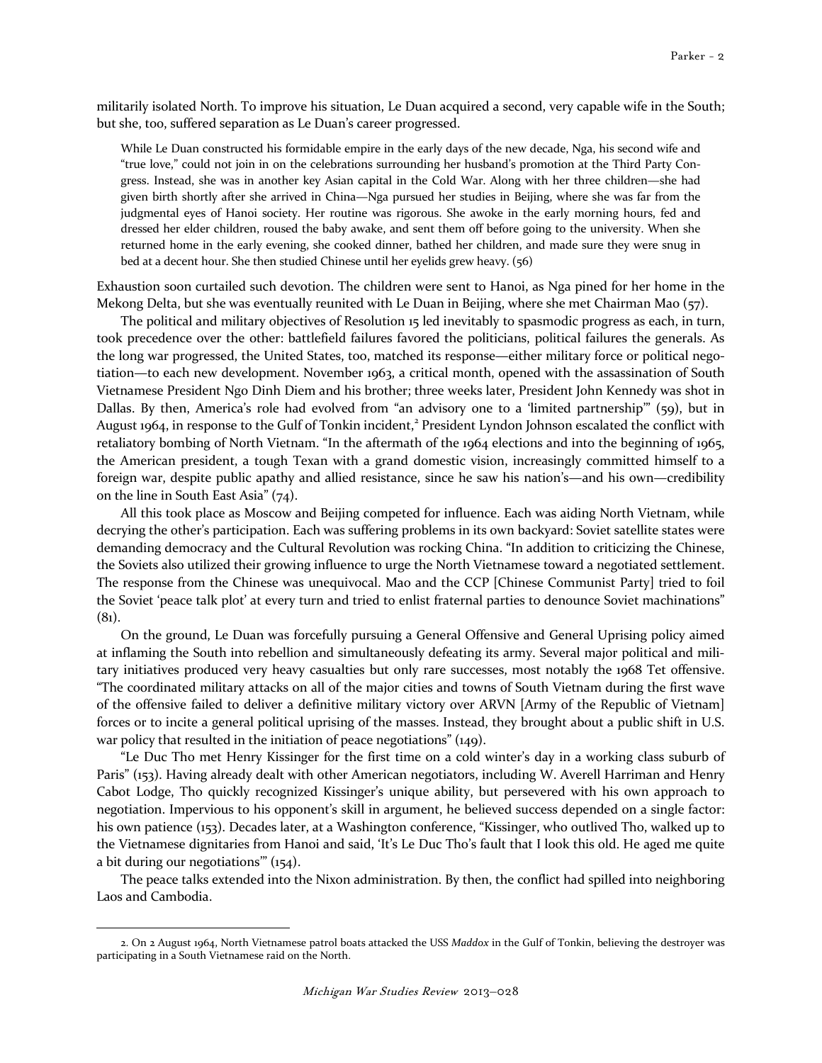militarily isolated North. To improve his situation, Le Duan acquired a second, very capable wife in the South; but she, too, suffered separation as Le Duan's career progressed.

> While Le Duan constructed his formidable empire in the early days of the new decade, Nga, his second wife and "true love," could not join in on the celebrations surrounding her husband's promotion at the Third Party Congress. Instead, she was in another key Asian capital in the Cold War. Along with her three children—she had given birth shortly after she arrived in China—Nga pursued her studies in Beijing, where she was far from the judgmental eyes of Hanoi society. Her routine was rigorous. She awoke in the early morning hours, fed and dressed her elder children, roused the baby awake, and sent them off before going to the university. When she returned home in the early evening, she cooked dinner, bathed her children, and made sure they were snug in bed at a decent hour. She then studied Chinese until her eyelids grew heavy. (56)

Exhaustion soon curtailed such devotion. The children were sent to Hanoi, as Nga pined for her home in the Mekong Delta, but she was eventually reunited with Le Duan in Beijing, where she met Chairman Mao (57).

The political and military objectives of Resolution 15 led inevitably to spasmodic progress as each, in turn, took precedence over the other: battlefield failures favored the politicians, political failures the generals. As the long war progressed, the United States, too, matched its response—either military force or political negotiation—to each new development. November 1963, a critical month, opened with the assassination of South Vietnamese President Ngo Dinh Diem and his brother; three weeks later, President John Kennedy was shot in Dallas. By then, America's role had evolved from "an advisory one to a 'limited partnership'" (59), but in August 1964, in response to the Gulf of Tonkin incident,[2] President Lyndon Johnson escalated the conflict with retaliatory bombing of North Vietnam. "In the aftermath of the 1964 elections and into the beginning of 1965, the American president, a tough Texan with a grand domestic vision, increasingly committed himself to a foreign war, despite public apathy and allied resistance, since he saw his nation's—and his own—credibility on the line in South East Asia" (74).

All this took place as Moscow and Beijing competed for influence. Each was aiding North Vietnam, while decrying the other's participation. Each was suffering problems in its own backyard: Soviet satellite states were demanding democracy and the Cultural Revolution was rocking China. "In addition to criticizing the Chinese, the Soviets also utilized their growing influence to urge the North Vietnamese toward a negotiated settlement. The response from the Chinese was unequivocal. Mao and the CCP [Chinese Communist Party] tried to foil the Soviet 'peace talk plot' at every turn and tried to enlist fraternal parties to denounce Soviet machinations" (81).

On the ground, Le Duan was forcefully pursuing a General Offensive and General Uprising policy aimed at inflaming the South into rebellion and simultaneously defeating its army. Several major political and military initiatives produced very heavy casualties but only rare successes, most notably the 1968 Tet offensive. "The coordinated military attacks on all of the major cities and towns of South Vietnam during the first wave of the offensive failed to deliver a definitive military victory over ARVN [Army of the Republic of Vietnam] forces or to incite a general political uprising of the masses. Instead, they brought about a public shift in U.S. war policy that resulted in the initiation of peace negotiations" (149).

"Le Duc Tho met Henry Kissinger for the first time on a cold winter's day in a working class suburb of Paris" (153). Having already dealt with other American negotiators, including W. Averell Harriman and Henry Cabot Lodge, Tho quickly recognized Kissinger's unique ability, but persevered with his own approach to negotiation. Impervious to his opponent's skill in argument, he believed success depended on a single factor: his own patience (153). Decades later, at a Washington conference, "Kissinger, who outlived Tho, walked up to the Vietnamese dignitaries from Hanoi and said, 'It's Le Duc Tho's fault that I look this old. He aged me quite a bit during our negotiations'" (154).

The peace talks extended into the Nixon administration. By then, the conflict had spilled into neighboring Laos and Cambodia.

---

2. On 2 August 1964, North Vietnamese patrol boats attacked the USS *Maddox* in the Gulf of Tonkin, believing the destroyer was participating in a South Vietnamese raid on the North.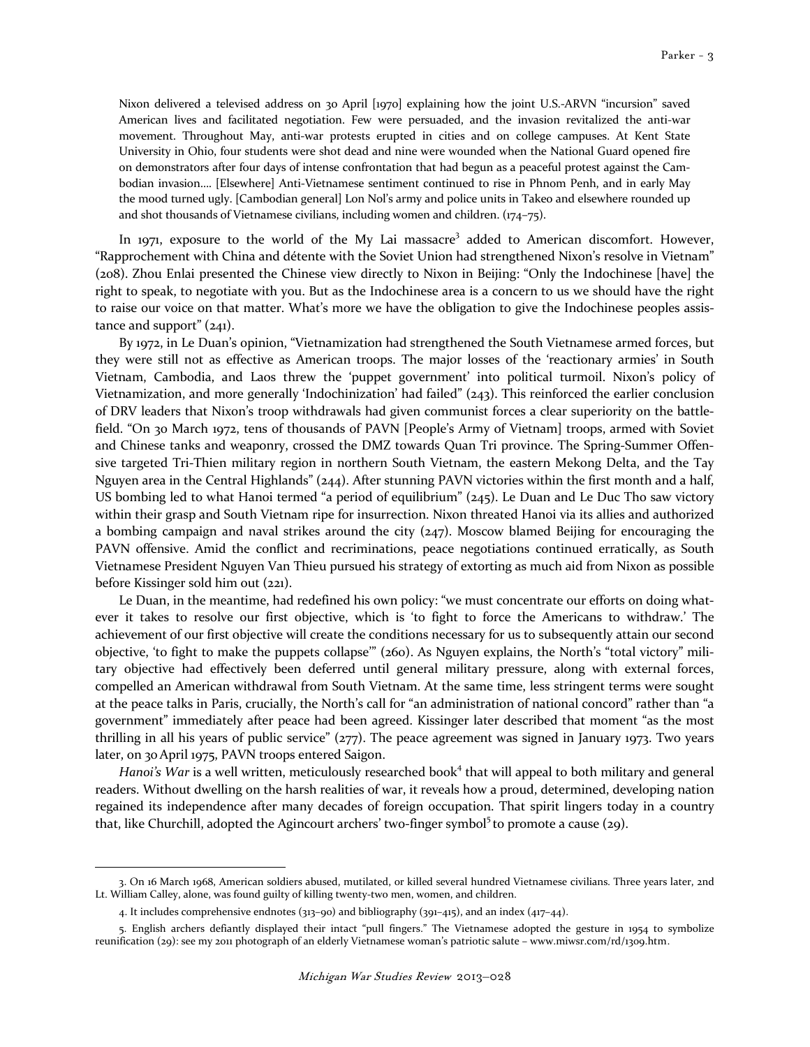> Nixon delivered a televised address on 30 April [1970] explaining how the joint U.S.-ARVN "incursion" saved American lives and facilitated negotiation. Few were persuaded, and the invasion revitalized the anti-war movement. Throughout May, anti-war protests erupted in cities and on college campuses. At Kent State University in Ohio, four students were shot dead and nine were wounded when the National Guard opened fire on demonstrators after four days of intense confrontation that had begun as a peaceful protest against the Cambodian invasion.... [Elsewhere] Anti-Vietnamese sentiment continued to rise in Phnom Penh, and in early May the mood turned ugly. [Cambodian general] Lon Nol's army and police units in Takeo and elsewhere rounded up and shot thousands of Vietnamese civilians, including women and children. (174–75).

In 1971, exposure to the world of the My Lai massacre[3] added to American discomfort. However, "Rapprochement with China and détente with the Soviet Union had strengthened Nixon's resolve in Vietnam" (208). Zhou Enlai presented the Chinese view directly to Nixon in Beijing: "Only the Indochinese [have] the right to speak, to negotiate with you. But as the Indochinese area is a concern to us we should have the right to raise our voice on that matter. What's more we have the obligation to give the Indochinese peoples assistance and support" (241).

By 1972, in Le Duan's opinion, "Vietnamization had strengthened the South Vietnamese armed forces, but they were still not as effective as American troops. The major losses of the 'reactionary armies' in South Vietnam, Cambodia, and Laos threw the 'puppet government' into political turmoil. Nixon's policy of Vietnamization, and more generally 'Indochinization' had failed" (243). This reinforced the earlier conclusion of DRV leaders that Nixon's troop withdrawals had given communist forces a clear superiority on the battlefield. "On 30 March 1972, tens of thousands of PAVN [People's Army of Vietnam] troops, armed with Soviet and Chinese tanks and weaponry, crossed the DMZ towards Quan Tri province. The Spring-Summer Offensive targeted Tri-Thien military region in northern South Vietnam, the eastern Mekong Delta, and the Tay Nguyen area in the Central Highlands" (244). After stunning PAVN victories within the first month and a half, US bombing led to what Hanoi termed "a period of equilibrium" (245). Le Duan and Le Duc Tho saw victory within their grasp and South Vietnam ripe for insurrection. Nixon threated Hanoi via its allies and authorized a bombing campaign and naval strikes around the city (247). Moscow blamed Beijing for encouraging the PAVN offensive. Amid the conflict and recriminations, peace negotiations continued erratically, as South Vietnamese President Nguyen Van Thieu pursued his strategy of extorting as much aid from Nixon as possible before Kissinger sold him out (221).

Le Duan, in the meantime, had redefined his own policy: "we must concentrate our efforts on doing whatever it takes to resolve our first objective, which is 'to fight to force the Americans to withdraw.' The achievement of our first objective will create the conditions necessary for us to subsequently attain our second objective, 'to fight to make the puppets collapse'" (260). As Nguyen explains, the North's "total victory" military objective had effectively been deferred until general military pressure, along with external forces, compelled an American withdrawal from South Vietnam. At the same time, less stringent terms were sought at the peace talks in Paris, crucially, the North's call for "an administration of national concord" rather than "a government" immediately after peace had been agreed. Kissinger later described that moment "as the most thrilling in all his years of public service" (277). The peace agreement was signed in January 1973. Two years later, on 30 April 1975, PAVN troops entered Saigon.

*Hanoi's War* is a well written, meticulously researched book[4] that will appeal to both military and general readers. Without dwelling on the harsh realities of war, it reveals how a proud, determined, developing nation regained its independence after many decades of foreign occupation. That spirit lingers today in a country that, like Churchill, adopted the Agincourt archers' two-finger symbol[5] to promote a cause (29).

---

3. On 16 March 1968, American soldiers abused, mutilated, or killed several hundred Vietnamese civilians. Three years later, 2nd Lt. William Calley, alone, was found guilty of killing twenty-two men, women, and children.

4. It includes comprehensive endnotes (313–90) and bibliography (391–415), and an index (417–44).

5. English archers defiantly displayed their intact "pull fingers." The Vietnamese adopted the gesture in 1954 to symbolize reunification (29): see my 2011 photograph of an elderly Vietnamese woman's patriotic salute – www.miwsr.com/rd/1309.htm.